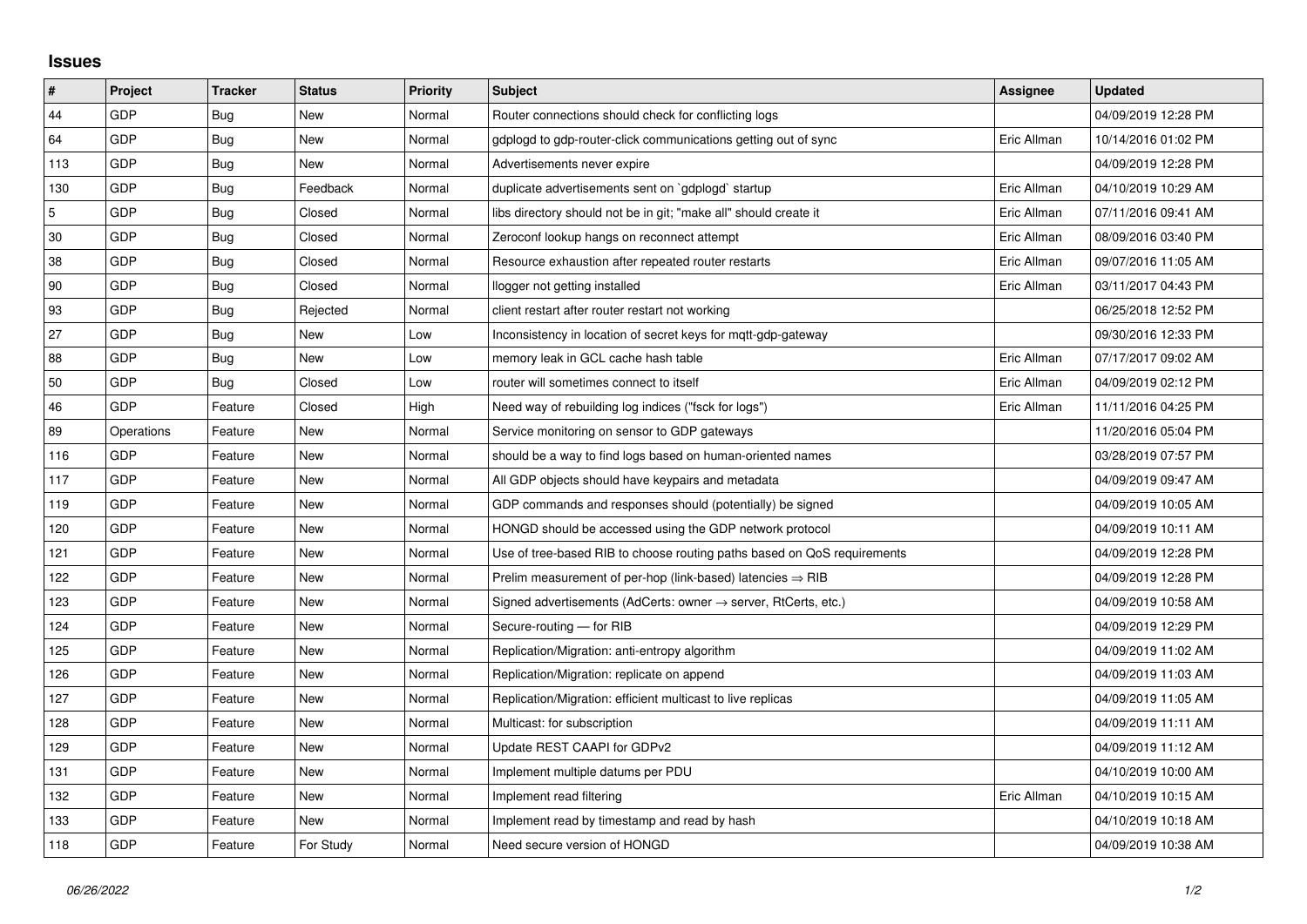## Issues

| # | Project | Tracker | Status | Priority | Subject | Assignee | Updated |
|---|---|---|---|---|---|---|---|
| 44 | GDP | Bug | New | Normal | Router connections should check for conflicting logs | | 04/09/2019 12:28 PM |
| 64 | GDP | Bug | New | Normal | gdplogd to gdp-router-click communications getting out of sync | Eric Allman | 10/14/2016 01:02 PM |
| 113 | GDP | Bug | New | Normal | Advertisements never expire | | 04/09/2019 12:28 PM |
| 130 | GDP | Bug | Feedback | Normal | duplicate advertisements sent on `gdplogd` startup | Eric Allman | 04/10/2019 10:29 AM |
| 5 | GDP | Bug | Closed | Normal | libs directory should not be in git; "make all" should create it | Eric Allman | 07/11/2016 09:41 AM |
| 30 | GDP | Bug | Closed | Normal | Zeroconf lookup hangs on reconnect attempt | Eric Allman | 08/09/2016 03:40 PM |
| 38 | GDP | Bug | Closed | Normal | Resource exhaustion after repeated router restarts | Eric Allman | 09/07/2016 11:05 AM |
| 90 | GDP | Bug | Closed | Normal | llogger not getting installed | Eric Allman | 03/11/2017 04:43 PM |
| 93 | GDP | Bug | Rejected | Normal | client restart after router restart not working | | 06/25/2018 12:52 PM |
| 27 | GDP | Bug | New | Low | Inconsistency in location of secret keys for mqtt-gdp-gateway | | 09/30/2016 12:33 PM |
| 88 | GDP | Bug | New | Low | memory leak in GCL cache hash table | Eric Allman | 07/17/2017 09:02 AM |
| 50 | GDP | Bug | Closed | Low | router will sometimes connect to itself | Eric Allman | 04/09/2019 02:12 PM |
| 46 | GDP | Feature | Closed | High | Need way of rebuilding log indices ("fsck for logs") | Eric Allman | 11/11/2016 04:25 PM |
| 89 | Operations | Feature | New | Normal | Service monitoring on sensor to GDP gateways | | 11/20/2016 05:04 PM |
| 116 | GDP | Feature | New | Normal | should be a way to find logs based on human-oriented names | | 03/28/2019 07:57 PM |
| 117 | GDP | Feature | New | Normal | All GDP objects should have keypairs and metadata | | 04/09/2019 09:47 AM |
| 119 | GDP | Feature | New | Normal | GDP commands and responses should (potentially) be signed | | 04/09/2019 10:05 AM |
| 120 | GDP | Feature | New | Normal | HONGD should be accessed using the GDP network protocol | | 04/09/2019 10:11 AM |
| 121 | GDP | Feature | New | Normal | Use of tree-based RIB to choose routing paths based on QoS requirements | | 04/09/2019 12:28 PM |
| 122 | GDP | Feature | New | Normal | Prelim measurement of per-hop (link-based) latencies ⇒ RIB | | 04/09/2019 12:28 PM |
| 123 | GDP | Feature | New | Normal | Signed advertisements (AdCerts: owner → server, RtCerts, etc.) | | 04/09/2019 10:58 AM |
| 124 | GDP | Feature | New | Normal | Secure-routing — for RIB | | 04/09/2019 12:29 PM |
| 125 | GDP | Feature | New | Normal | Replication/Migration: anti-entropy algorithm | | 04/09/2019 11:02 AM |
| 126 | GDP | Feature | New | Normal | Replication/Migration: replicate on append | | 04/09/2019 11:03 AM |
| 127 | GDP | Feature | New | Normal | Replication/Migration: efficient multicast to live replicas | | 04/09/2019 11:05 AM |
| 128 | GDP | Feature | New | Normal | Multicast: for subscription | | 04/09/2019 11:11 AM |
| 129 | GDP | Feature | New | Normal | Update REST CAAPI for GDPv2 | | 04/09/2019 11:12 AM |
| 131 | GDP | Feature | New | Normal | Implement multiple datums per PDU | | 04/10/2019 10:00 AM |
| 132 | GDP | Feature | New | Normal | Implement read filtering | Eric Allman | 04/10/2019 10:15 AM |
| 133 | GDP | Feature | New | Normal | Implement read by timestamp and read by hash | | 04/10/2019 10:18 AM |
| 118 | GDP | Feature | For Study | Normal | Need secure version of HONGD | | 04/09/2019 10:38 AM |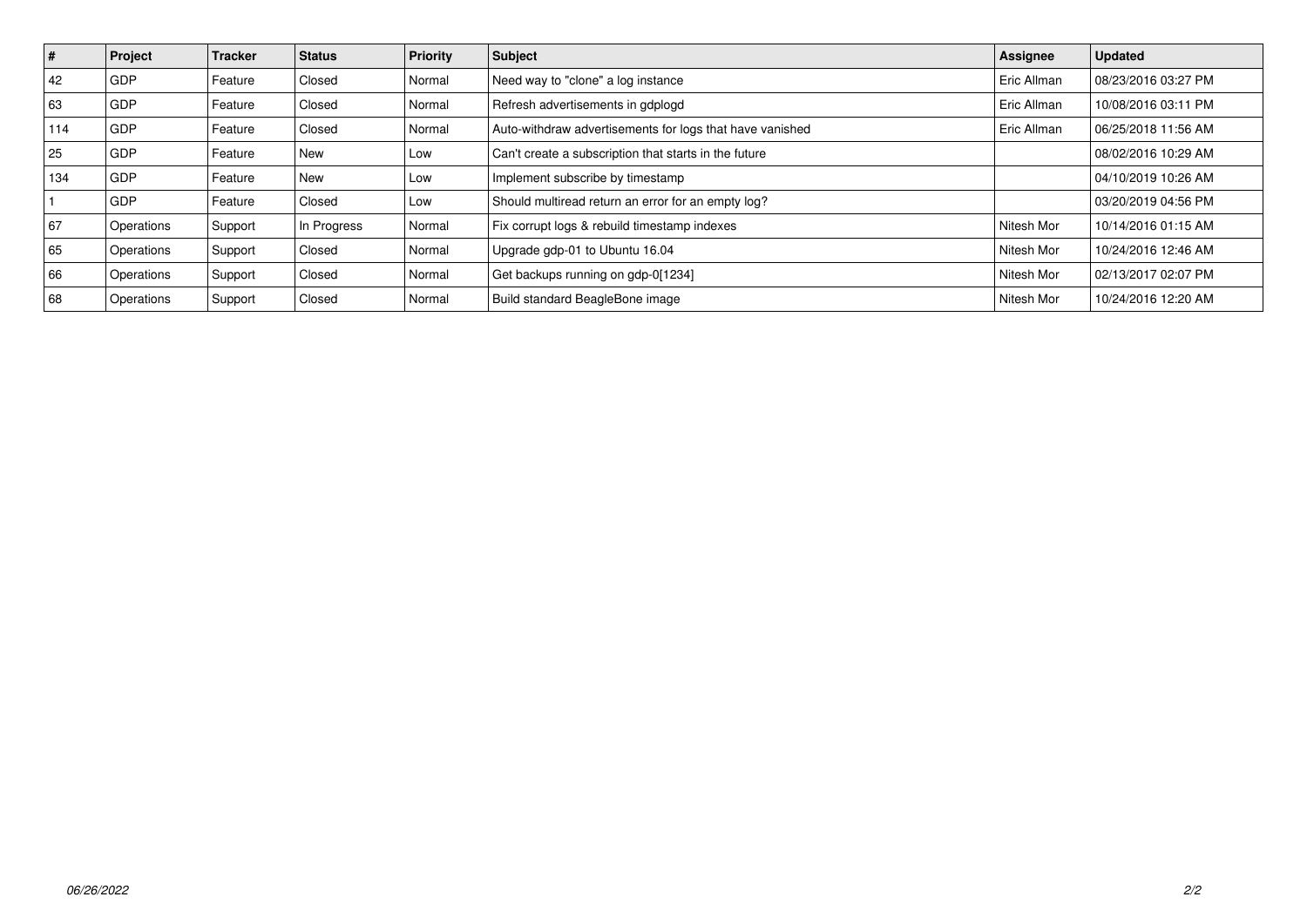| # | Project | Tracker | Status | Priority | Subject | Assignee | Updated |
|---|---|---|---|---|---|---|---|
| 42 | GDP | Feature | Closed | Normal | Need way to "clone" a log instance | Eric Allman | 08/23/2016 03:27 PM |
| 63 | GDP | Feature | Closed | Normal | Refresh advertisements in gdplogd | Eric Allman | 10/08/2016 03:11 PM |
| 114 | GDP | Feature | Closed | Normal | Auto-withdraw advertisements for logs that have vanished | Eric Allman | 06/25/2018 11:56 AM |
| 25 | GDP | Feature | New | Low | Can't create a subscription that starts in the future | | 08/02/2016 10:29 AM |
| 134 | GDP | Feature | New | Low | Implement subscribe by timestamp | | 04/10/2019 10:26 AM |
| 1 | GDP | Feature | Closed | Low | Should multiread return an error for an empty log? | | 03/20/2019 04:56 PM |
| 67 | Operations | Support | In Progress | Normal | Fix corrupt logs & rebuild timestamp indexes | Nitesh Mor | 10/14/2016 01:15 AM |
| 65 | Operations | Support | Closed | Normal | Upgrade gdp-01 to Ubuntu 16.04 | Nitesh Mor | 10/24/2016 12:46 AM |
| 66 | Operations | Support | Closed | Normal | Get backups running on gdp-0[1234] | Nitesh Mor | 02/13/2017 02:07 PM |
| 68 | Operations | Support | Closed | Normal | Build standard BeagleBone image | Nitesh Mor | 10/24/2016 12:20 AM |